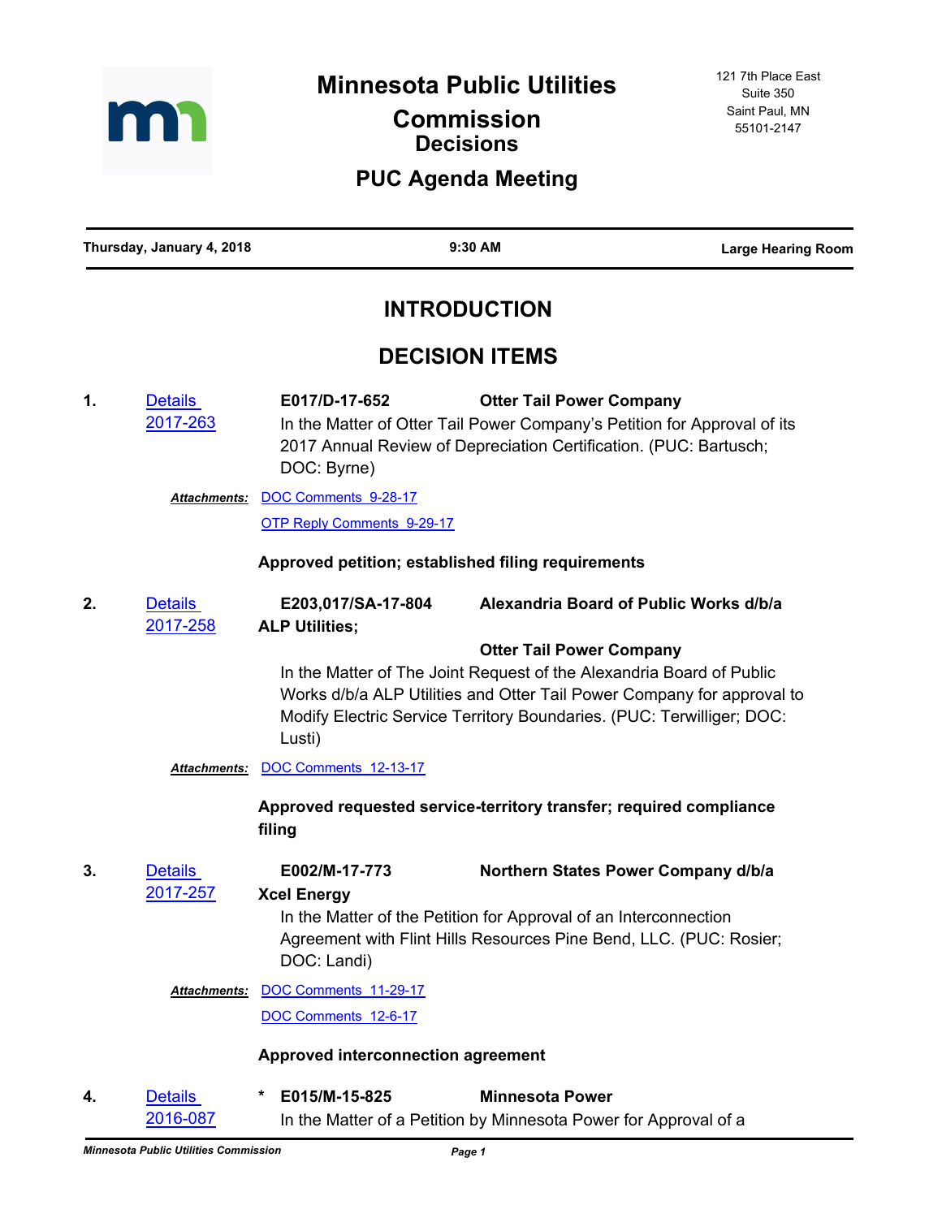# Minnesota Public Utilities Commission Decisions

## PUC Agenda Meeting

121 7th Place East
Suite 350
Saint Paul, MN
55101-2147

**Thursday, January 4, 2018** | **9:30 AM** | **Large Hearing Room**

## INTRODUCTION

## DECISION ITEMS

**1.** Details 2017-263

**E017/D-17-652** **Otter Tail Power Company**

In the Matter of Otter Tail Power Company's Petition for Approval of its 2017 Annual Review of Depreciation Certification. (PUC: Bartusch; DOC: Byrne)

***Attachments:*** DOC Comments 9-28-17

OTP Reply Comments 9-29-17

**Approved petition; established filing requirements**

**2.** Details 2017-258

**E203,017/SA-17-804** **Alexandria Board of Public Works d/b/a ALP Utilities;**

**Otter Tail Power Company**

In the Matter of The Joint Request of the Alexandria Board of Public Works d/b/a ALP Utilities and Otter Tail Power Company for approval to Modify Electric Service Territory Boundaries. (PUC: Terwilliger; DOC: Lusti)

***Attachments:*** DOC Comments 12-13-17

**Approved requested service-territory transfer; required compliance filing**

**3.** Details 2017-257

**E002/M-17-773** **Northern States Power Company d/b/a Xcel Energy**

In the Matter of the Petition for Approval of an Interconnection Agreement with Flint Hills Resources Pine Bend, LLC. (PUC: Rosier; DOC: Landi)

***Attachments:*** DOC Comments 11-29-17

DOC Comments 12-6-17

**Approved interconnection agreement**

**4.** Details 2016-087

\* **E015/M-15-825** **Minnesota Power**

In the Matter of a Petition by Minnesota Power for Approval of a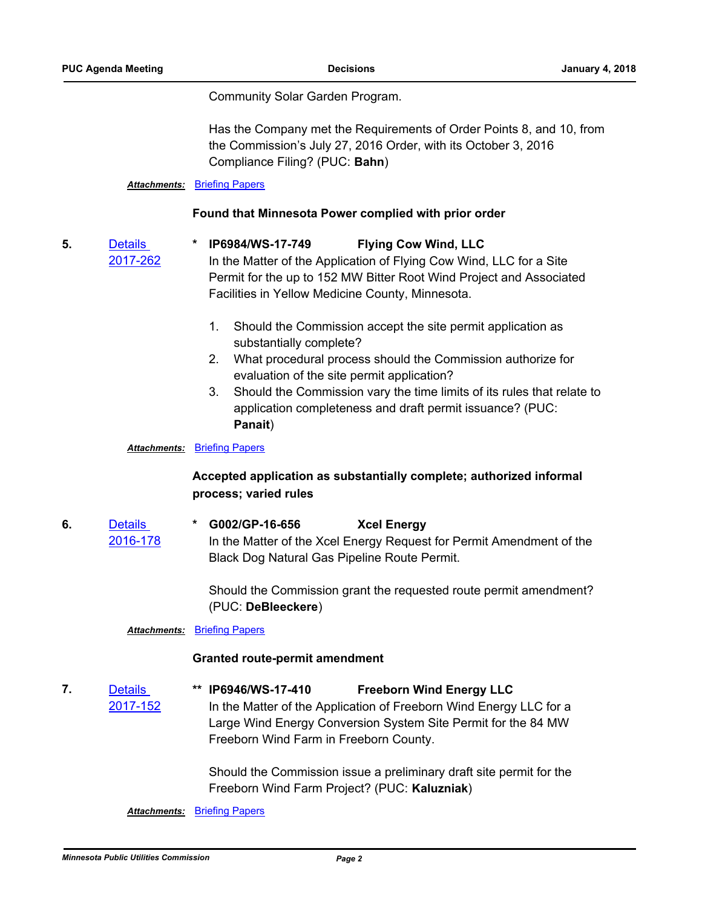Community Solar Garden Program.

Has the Company met the Requirements of Order Points 8, and 10, from the Commission's July 27, 2016 Order, with its October 3, 2016 Compliance Filing? (PUC: **Bahn**)

***Attachments:*** Briefing Papers

**Found that Minnesota Power complied with prior order**

**5.** Details 2017-262

\* **IP6984/WS-17-749** **Flying Cow Wind, LLC**

In the Matter of the Application of Flying Cow Wind, LLC for a Site Permit for the up to 152 MW Bitter Root Wind Project and Associated Facilities in Yellow Medicine County, Minnesota.

1. Should the Commission accept the site permit application as substantially complete?
2. What procedural process should the Commission authorize for evaluation of the site permit application?
3. Should the Commission vary the time limits of its rules that relate to application completeness and draft permit issuance? (PUC: **Panait**)

***Attachments:*** Briefing Papers

**Accepted application as substantially complete; authorized informal process; varied rules**

**6.** Details 2016-178

\* **G002/GP-16-656** **Xcel Energy**

In the Matter of the Xcel Energy Request for Permit Amendment of the Black Dog Natural Gas Pipeline Route Permit.

Should the Commission grant the requested route permit amendment? (PUC: **DeBleeckere**)

***Attachments:*** Briefing Papers

**Granted route-permit amendment**

**7.** Details 2017-152

\** **IP6946/WS-17-410** **Freeborn Wind Energy LLC**

In the Matter of the Application of Freeborn Wind Energy LLC for a Large Wind Energy Conversion System Site Permit for the 84 MW Freeborn Wind Farm in Freeborn County.

Should the Commission issue a preliminary draft site permit for the Freeborn Wind Farm Project? (PUC: **Kaluzniak**)

***Attachments:*** Briefing Papers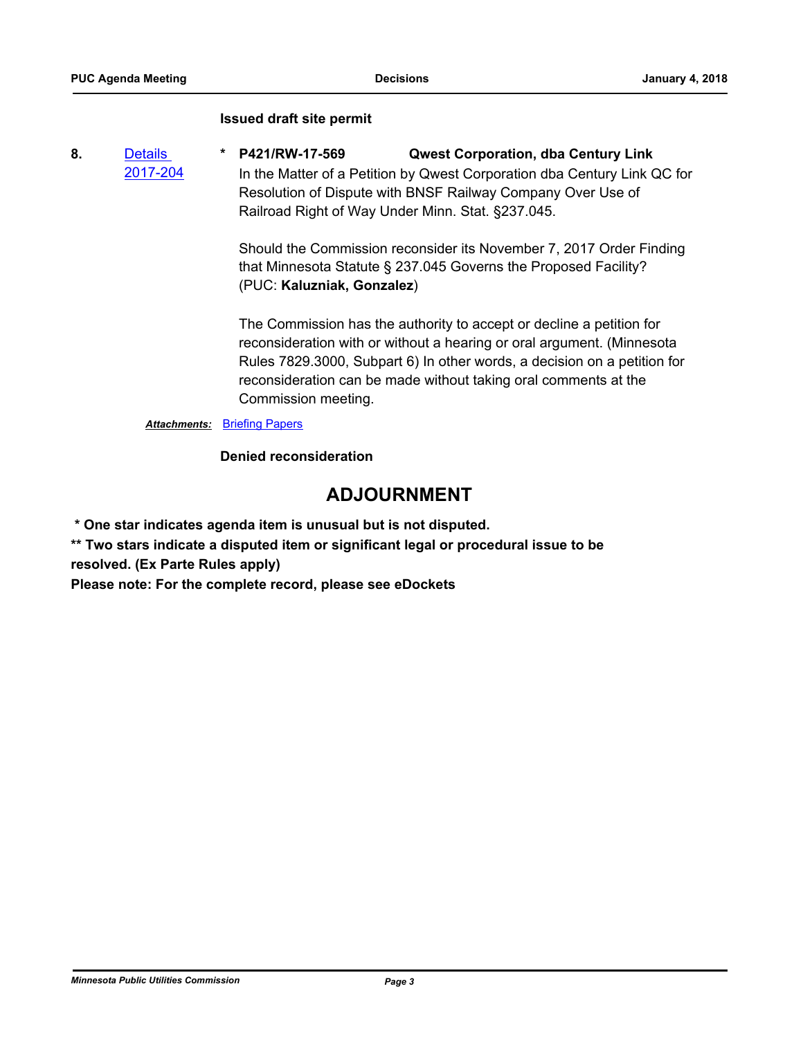**Issued draft site permit**

**8.** [Details 2017-204] * **P421/RW-17-569** **Qwest Corporation, dba Century Link**

In the Matter of a Petition by Qwest Corporation dba Century Link QC for Resolution of Dispute with BNSF Railway Company Over Use of Railroad Right of Way Under Minn. Stat. §237.045.

Should the Commission reconsider its November 7, 2017 Order Finding that Minnesota Statute § 237.045 Governs the Proposed Facility? (PUC: **Kaluzniak, Gonzalez**)

The Commission has the authority to accept or decline a petition for reconsideration with or without a hearing or oral argument. (Minnesota Rules 7829.3000, Subpart 6) In other words, a decision on a petition for reconsideration can be made without taking oral comments at the Commission meeting.

***Attachments:*** Briefing Papers

**Denied reconsideration**

## ADJOURNMENT

**\* One star indicates agenda item is unusual but is not disputed.**

**\*\* Two stars indicate a disputed item or significant legal or procedural issue to be resolved. (Ex Parte Rules apply)**

**Please note: For the complete record, please see eDockets**